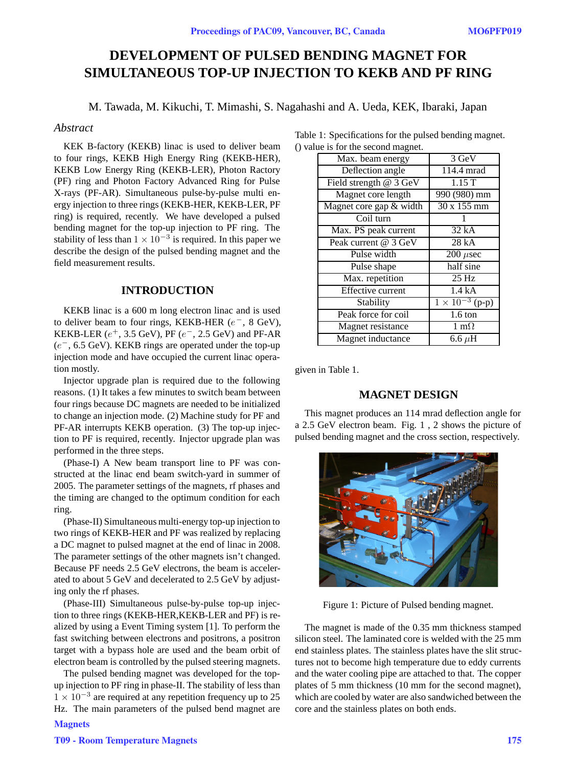# DEVELOPMENT OF PULSED BENDING MAGNET FOR SIMULTANEOUS TOP-UP INJECTION TO KEKB AND PF RING

M. Tawada, M. Kikuchi, T. Mimashi, S. Nagahashi and A. Ueda, KEK, Ibaraki, Japan

## *Abstract*

KEK B-factory (KEKB) linac is used to deliver beam to four rings, KEKB High Energy Ring (KEKB-HER), KEKB Low Energy Ring (KEKB-LER), Photon Ractory (PF) ring and Photon Factory Advanced Ring for Pulse X-rays (PF-AR). Simultaneous pulse-by-pulse multi energy injection to three rings (KEKB-HER, KEKB-LER, PF ring) is required, recently. We have developed a pulsed bending magnet for the top-up injection to PF ring. The stability of less than $1 \times 10^{-3}$ is required. In this paper we describe the design of the pulsed bending magnet and the field measurement results.

## INTRODUCTION

KEKB linac is a 600 m long electron linac and is used to deliver beam to four rings, KEKB-HER ($e^-$, 8 GeV), KEKB-LER ($e^+$, 3.5 GeV), PF ($e^-$, 2.5 GeV) and PF-AR ($e^-$, 6.5 GeV). KEKB rings are operated under the top-up injection mode and have occupied the current linac operation mostly.

Injector upgrade plan is required due to the following reasons. (1) It takes a few minutes to switch beam between four rings because DC magnets are needed to be initialized to change an injection mode. (2) Machine study for PF and PF-AR interrupts KEKB operation. (3) The top-up injection to PF is required, recently. Injector upgrade plan was performed in the three steps.

(Phase-I) A New beam transport line to PF was constructed at the linac end beam switch-yard in summer of 2005. The parameter settings of the magnets, rf phases and the timing are changed to the optimum condition for each ring.

(Phase-II) Simultaneous multi-energy top-up injection to two rings of KEKB-HER and PF was realized by replacing a DC magnet to pulsed magnet at the end of linac in 2008. The parameter settings of the other magnets isn't changed. Because PF needs 2.5 GeV electrons, the beam is accelerated to about 5 GeV and decelerated to 2.5 GeV by adjusting only the rf phases.

(Phase-III) Simultaneous pulse-by-pulse top-up injection to three rings (KEKB-HER,KEKB-LER and PF) is realized by using a Event Timing system [1]. To perform the fast switching between electrons and positrons, a positron target with a bypass hole are used and the beam orbit of electron beam is controlled by the pulsed steering magnets.

The pulsed bending magnet was developed for the top-up injection to PF ring in phase-II. The stability of less than $1 \times 10^{-3}$ are required at any repetition frequency up to 25 Hz. The main parameters of the pulsed bend magnet are given in Table 1.

Table 1: Specifications for the pulsed bending magnet. () value is for the second magnet.

| | |
|---|---|
| Max. beam energy | 3 GeV |
| Deflection angle | 114.4 mrad |
| Field strength @ 3 GeV | 1.15 T |
| Magnet core length | 990 (980) mm |
| Magnet core gap & width | 30 x 155 mm |
| Coil turn | 1 |
| Max. PS peak current | 32 kA |
| Peak current @ 3 GeV | 28 kA |
| Pulse width | 200 $\mu$sec |
| Pulse shape | half sine |
| Max. repetition | 25 Hz |
| Effective current | 1.4 kA |
| Stability | $1 \times 10^{-3}$ (p-p) |
| Peak force for coil | 1.6 ton |
| Magnet resistance | 1 m$\Omega$ |
| Magnet inductance | 6.6 $\mu$H |

## MAGNET DESIGN

This magnet produces an 114 mrad deflection angle for a 2.5 GeV electron beam. Fig. 1 , 2 shows the picture of pulsed bending magnet and the cross section, respectively.

Figure 1: Picture of Pulsed bending magnet.

The magnet is made of the 0.35 mm thickness stamped silicon steel. The laminated core is welded with the 25 mm end stainless plates. The stainless plates have the slit structures not to become high temperature due to eddy currents and the water cooling pipe are attached to that. The copper plates of 5 mm thickness (10 mm for the second magnet), which are cooled by water are also sandwiched between the core and the stainless plates on both ends.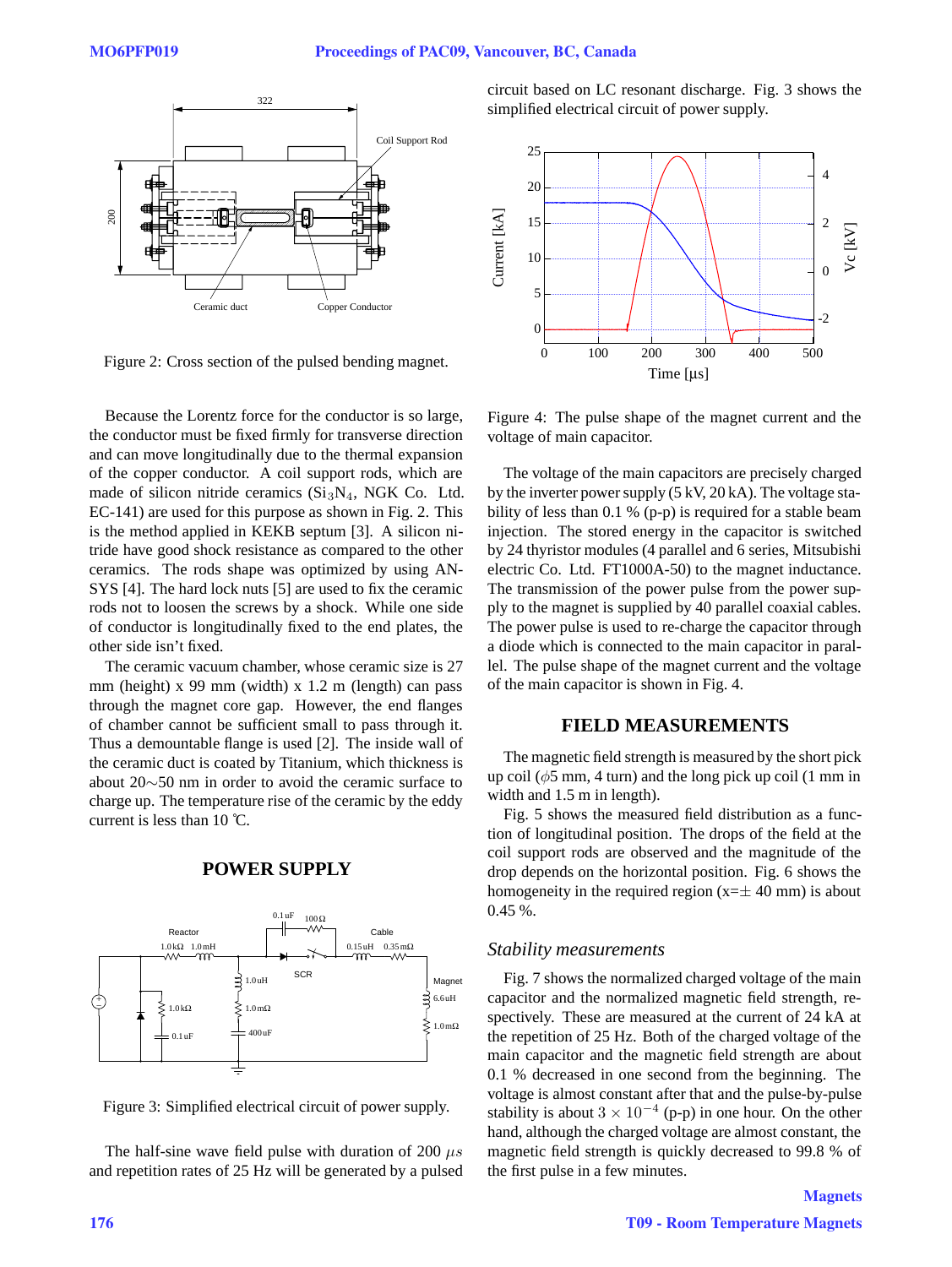Figure 2: Cross section of the pulsed bending magnet.

Because the Lorentz force for the conductor is so large, the conductor must be fixed firmly for transverse direction and can move longitudinally due to the thermal expansion of the copper conductor. A coil support rods, which are made of silicon nitride ceramics ($Si_3N_4$, NGK Co. Ltd. EC-141) are used for this purpose as shown in Fig. 2. This is the method applied in KEKB septum [3]. A silicon nitride have good shock resistance as compared to the other ceramics. The rods shape was optimized by using ANSYS [4]. The hard lock nuts [5] are used to fix the ceramic rods not to loosen the screws by a shock. While one side of conductor is longitudinally fixed to the end plates, the other side isn't fixed.

The ceramic vacuum chamber, whose ceramic size is 27 mm (height) x 99 mm (width) x 1.2 m (length) can pass through the magnet core gap. However, the end flanges of chamber cannot be sufficient small to pass through it. Thus a demountable flange is used [2]. The inside wall of the ceramic duct is coated by Titanium, which thickness is about 20∼50 nm in order to avoid the ceramic surface to charge up. The temperature rise of the ceramic by the eddy current is less than 10 ℃.

## POWER SUPPLY

Figure 3: Simplified electrical circuit of power supply.

The half-sine wave field pulse with duration of 200 $\mu s$ and repetition rates of 25 Hz will be generated by a pulsed circuit based on LC resonant discharge. Fig. 3 shows the simplified electrical circuit of power supply.

Figure 4: The pulse shape of the magnet current and the voltage of main capacitor.

The voltage of the main capacitors are precisely charged by the inverter power supply (5 kV, 20 kA). The voltage stability of less than 0.1 % (p-p) is required for a stable beam injection. The stored energy in the capacitor is switched by 24 thyristor modules (4 parallel and 6 series, Mitsubishi electric Co. Ltd. FT1000A-50) to the magnet inductance. The transmission of the power pulse from the power supply to the magnet is supplied by 40 parallel coaxial cables. The power pulse is used to re-charge the capacitor through a diode which is connected to the main capacitor in parallel. The pulse shape of the magnet current and the voltage of the main capacitor is shown in Fig. 4.

## FIELD MEASUREMENTS

The magnetic field strength is measured by the short pick up coil ($\phi$5 mm, 4 turn) and the long pick up coil (1 mm in width and 1.5 m in length).

Fig. 5 shows the measured field distribution as a function of longitudinal position. The drops of the field at the coil support rods are observed and the magnitude of the drop depends on the horizontal position. Fig. 6 shows the homogeneity in the required region (x=± 40 mm) is about 0.45 %.

### *Stability measurements*

Fig. 7 shows the normalized charged voltage of the main capacitor and the normalized magnetic field strength, respectively. These are measured at the current of 24 kA at the repetition of 25 Hz. Both of the charged voltage of the main capacitor and the magnetic field strength are about 0.1 % decreased in one second from the beginning. The voltage is almost constant after that and the pulse-by-pulse stability is about $3 \times 10^{-4}$ (p-p) in one hour. On the other hand, although the charged voltage are almost constant, the magnetic field strength is quickly decreased to 99.8 % of the first pulse in a few minutes.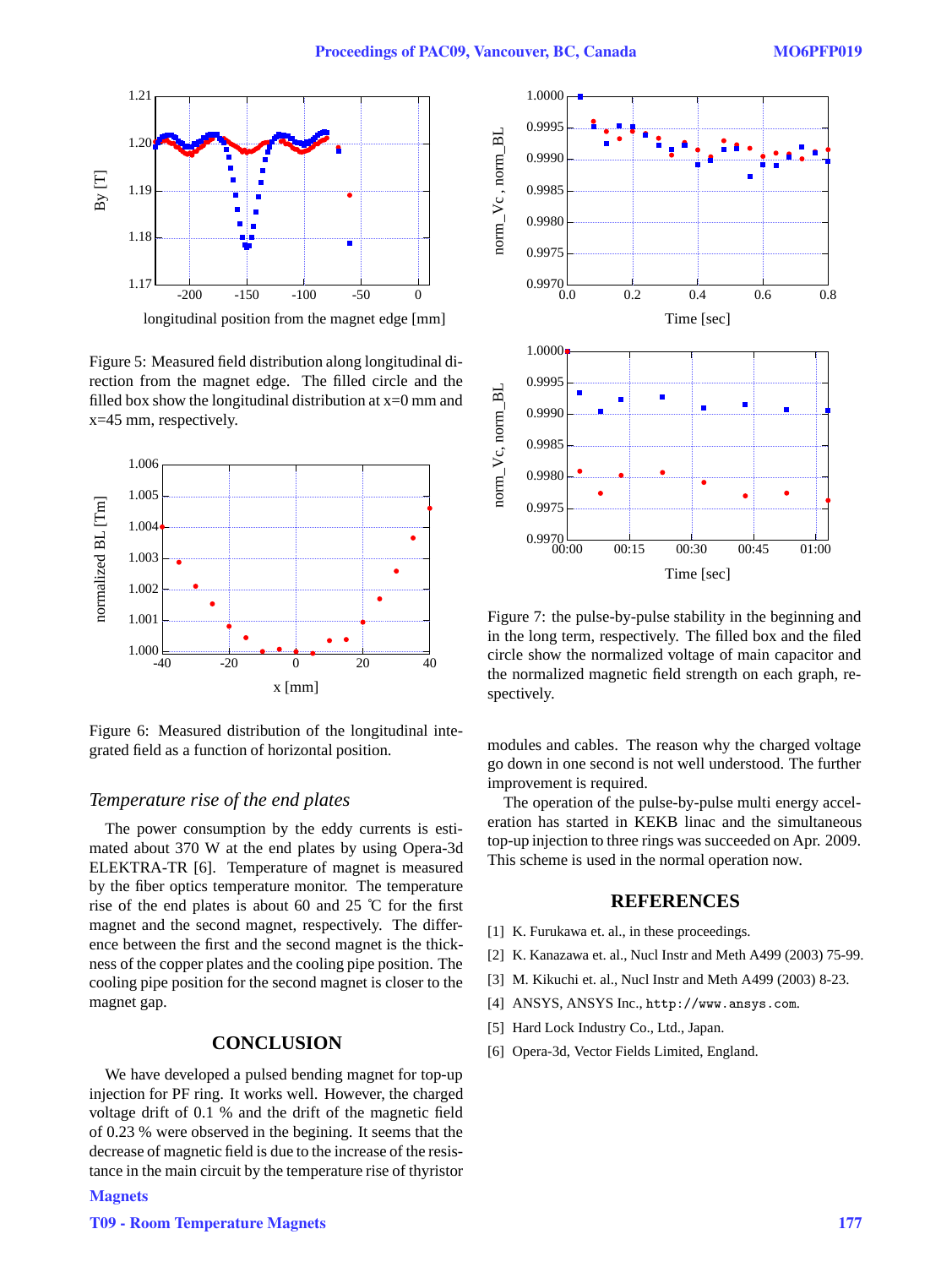1.21
1.20
1.19
1.18
1.17
By [T]
-200 -150 -100 -50 0
longitudinal position from the magnet edge [mm]

Figure 5: Measured field distribution along longitudinal direction from the magnet edge. The filled circle and the filled box show the longitudinal distribution at x=0 mm and x=45 mm, respectively.

1.006
1.005
1.004
1.003
1.002
1.001
1.000
normalized BL [Tm]
-40 -20 0 20 40
x [mm]

Figure 6: Measured distribution of the longitudinal integrated field as a function of horizontal position.

### *Temperature rise of the end plates*

The power consumption by the eddy currents is estimated about 370 W at the end plates by using Opera-3d ELEKTRA-TR [6]. Temperature of magnet is measured by the fiber optics temperature monitor. The temperature rise of the end plates is about 60 and 25 ℃ for the first magnet and the second magnet, respectively. The difference between the first and the second magnet is the thickness of the copper plates and the cooling pipe position. The cooling pipe position for the second magnet is closer to the magnet gap.

## CONCLUSION

We have developed a pulsed bending magnet for top-up injection for PF ring. It works well. However, the charged voltage drift of 0.1 % and the drift of the magnetic field of 0.23 % were observed in the begining. It seems that the decrease of magnetic field is due to the increase of the resistance in the main circuit by the temperature rise of thyristor modules and cables. The reason why the charged voltage go down in one second is not well understood. The further improvement is required.

The operation of the pulse-by-pulse multi energy acceleration has started in KEKB linac and the simultaneous top-up injection to three rings was succeeded on Apr. 2009. This scheme is used in the normal operation now.

1.0000
0.9995
0.9990
0.9985
0.9980
0.9975
0.9970
norm_Vc , norm_BL
0.0 0.2 0.4 0.6 0.8
Time [sec]

1.0000
0.9995
0.9990
0.9985
0.9980
0.9975
0.9970
norm_Vc, norm_BL
00:00 00:15 00:30 00:45 01:00
Time [sec]

Figure 7: the pulse-by-pulse stability in the beginning and in the long term, respectively. The filled box and the filed circle show the normalized voltage of main capacitor and the normalized magnetic field strength on each graph, respectively.

## REFERENCES

[1] K. Furukawa et. al., in these proceedings.

[2] K. Kanazawa et. al., Nucl Instr and Meth A499 (2003) 75-99.

[3] M. Kikuchi et. al., Nucl Instr and Meth A499 (2003) 8-23.

[4] ANSYS, ANSYS Inc., `http://www.ansys.com`.

[5] Hard Lock Industry Co., Ltd., Japan.

[6] Opera-3d, Vector Fields Limited, England.